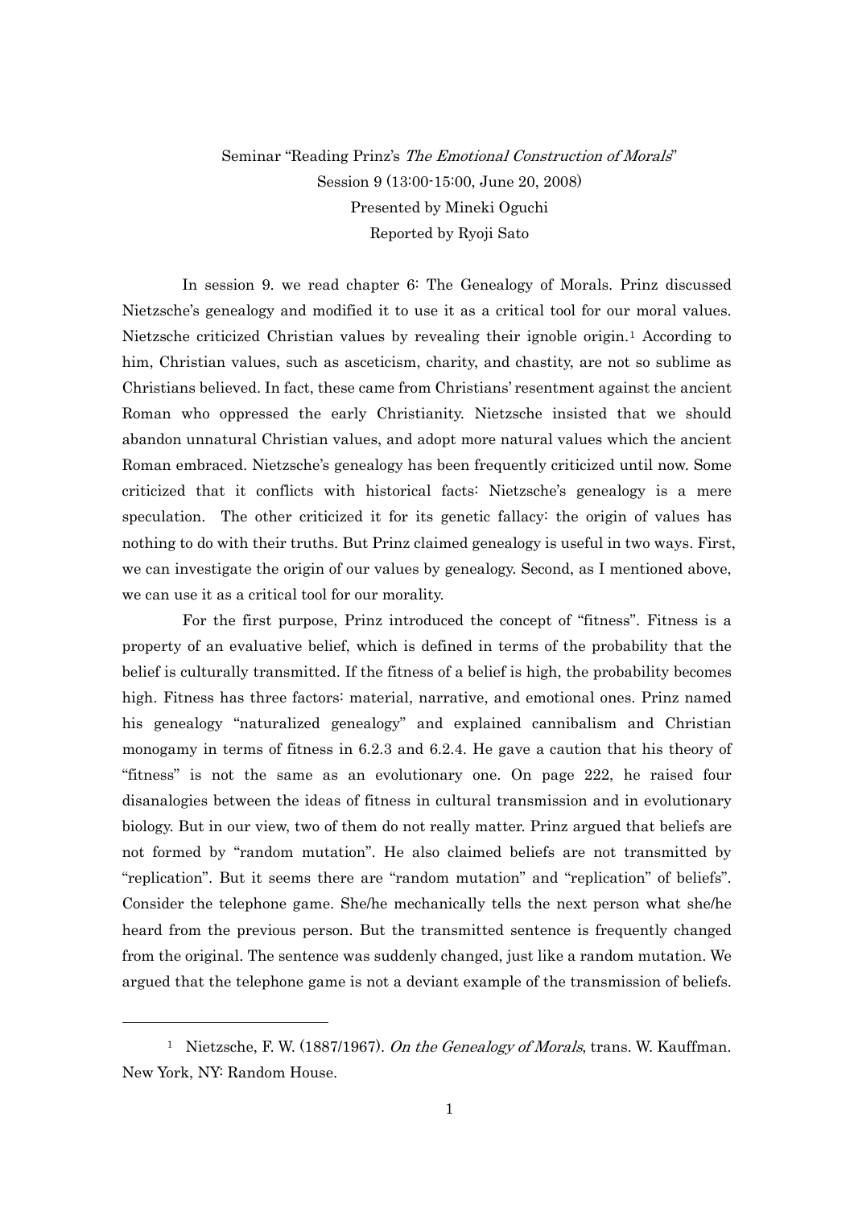Seminar "Reading Prinz's *The Emotional Construction of Morals*"
Session 9 (13:00-15:00, June 20, 2008)
Presented by Mineki Oguchi
Reported by Ryoji Sato

In session 9. we read chapter 6: The Genealogy of Morals. Prinz discussed Nietzsche's genealogy and modified it to use it as a critical tool for our moral values. Nietzsche criticized Christian values by revealing their ignoble origin.[1] According to him, Christian values, such as asceticism, charity, and chastity, are not so sublime as Christians believed. In fact, these came from Christians' resentment against the ancient Roman who oppressed the early Christianity. Nietzsche insisted that we should abandon unnatural Christian values, and adopt more natural values which the ancient Roman embraced. Nietzsche's genealogy has been frequently criticized until now. Some criticized that it conflicts with historical facts: Nietzsche's genealogy is a mere speculation. The other criticized it for its genetic fallacy: the origin of values has nothing to do with their truths. But Prinz claimed genealogy is useful in two ways. First, we can investigate the origin of our values by genealogy. Second, as I mentioned above, we can use it as a critical tool for our morality.

For the first purpose, Prinz introduced the concept of "fitness". Fitness is a property of an evaluative belief, which is defined in terms of the probability that the belief is culturally transmitted. If the fitness of a belief is high, the probability becomes high. Fitness has three factors: material, narrative, and emotional ones. Prinz named his genealogy "naturalized genealogy" and explained cannibalism and Christian monogamy in terms of fitness in 6.2.3 and 6.2.4. He gave a caution that his theory of "fitness" is not the same as an evolutionary one. On page 222, he raised four disanalogies between the ideas of fitness in cultural transmission and in evolutionary biology. But in our view, two of them do not really matter. Prinz argued that beliefs are not formed by "random mutation". He also claimed beliefs are not transmitted by "replication". But it seems there are "random mutation" and "replication" of beliefs". Consider the telephone game. She/he mechanically tells the next person what she/he heard from the previous person. But the transmitted sentence is frequently changed from the original. The sentence was suddenly changed, just like a random mutation. We argued that the telephone game is not a deviant example of the transmission of beliefs.

---

[1] Nietzsche, F. W. (1887/1967). *On the Genealogy of Morals*, trans. W. Kauffman. New York, NY: Random House.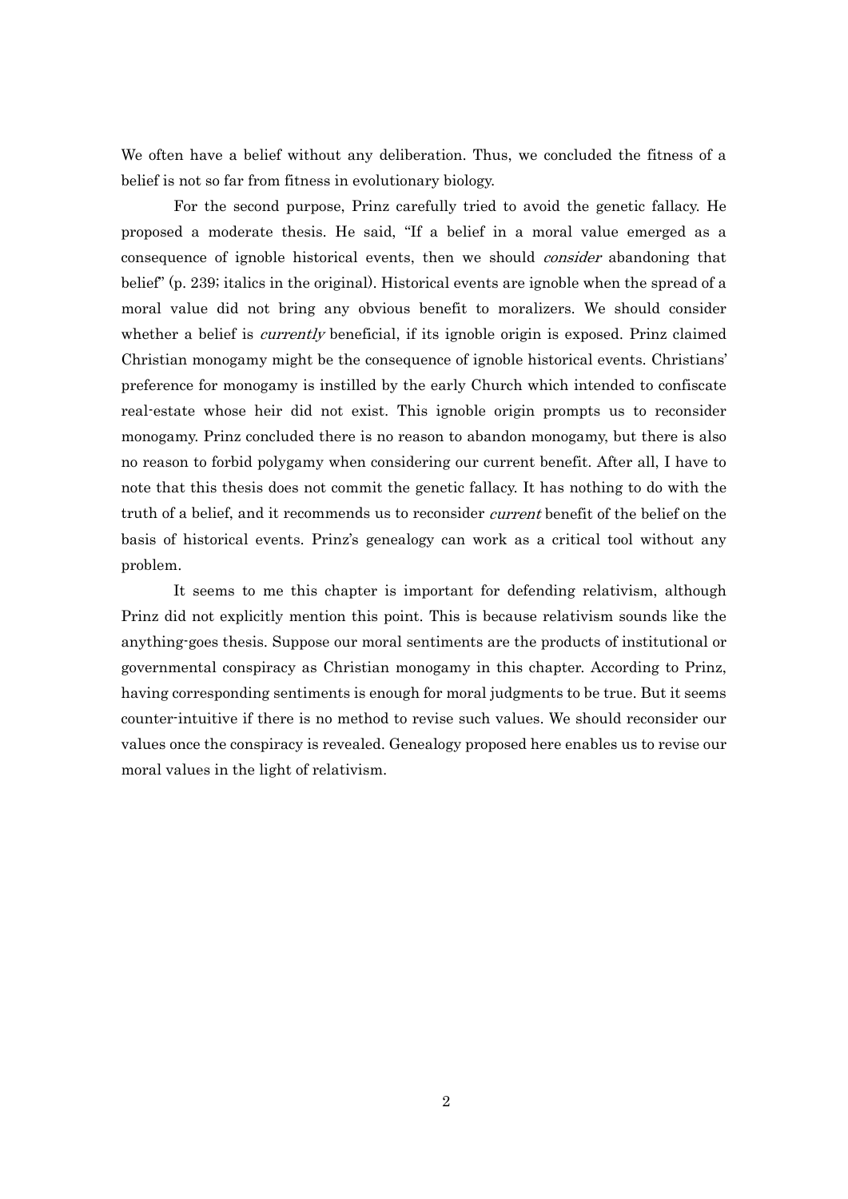We often have a belief without any deliberation. Thus, we concluded the fitness of a belief is not so far from fitness in evolutionary biology.

For the second purpose, Prinz carefully tried to avoid the genetic fallacy. He proposed a moderate thesis. He said, "If a belief in a moral value emerged as a consequence of ignoble historical events, then we should *consider* abandoning that belief" (p. 239; italics in the original). Historical events are ignoble when the spread of a moral value did not bring any obvious benefit to moralizers. We should consider whether a belief is *currently* beneficial, if its ignoble origin is exposed. Prinz claimed Christian monogamy might be the consequence of ignoble historical events. Christians' preference for monogamy is instilled by the early Church which intended to confiscate real-estate whose heir did not exist. This ignoble origin prompts us to reconsider monogamy. Prinz concluded there is no reason to abandon monogamy, but there is also no reason to forbid polygamy when considering our current benefit. After all, I have to note that this thesis does not commit the genetic fallacy. It has nothing to do with the truth of a belief, and it recommends us to reconsider *current* benefit of the belief on the basis of historical events. Prinz's genealogy can work as a critical tool without any problem.

It seems to me this chapter is important for defending relativism, although Prinz did not explicitly mention this point. This is because relativism sounds like the anything-goes thesis. Suppose our moral sentiments are the products of institutional or governmental conspiracy as Christian monogamy in this chapter. According to Prinz, having corresponding sentiments is enough for moral judgments to be true. But it seems counter-intuitive if there is no method to revise such values. We should reconsider our values once the conspiracy is revealed. Genealogy proposed here enables us to revise our moral values in the light of relativism.